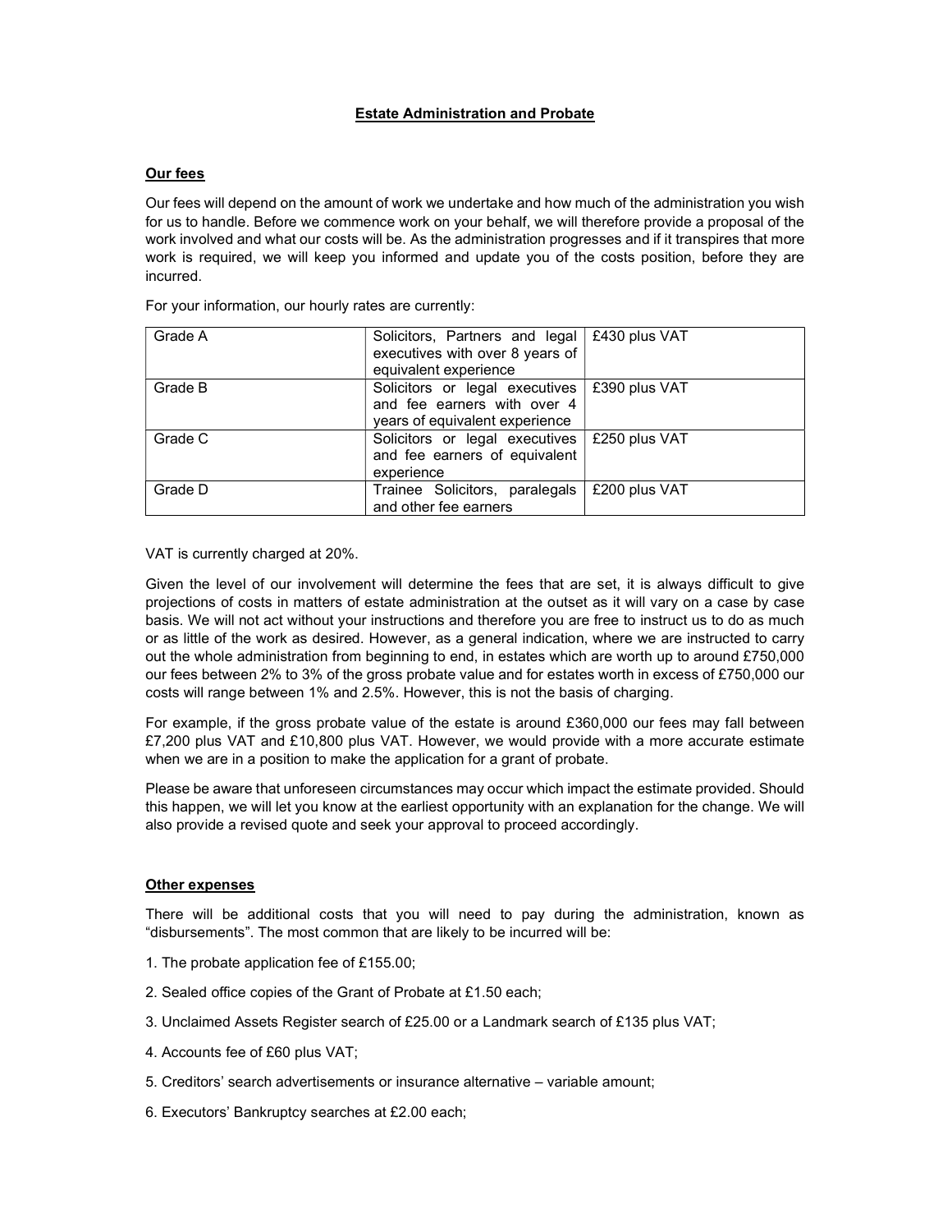# Estate Administration and Probate

## Our fees

Our fees will depend on the amount of work we undertake and how much of the administration you wish for us to handle. Before we commence work on your behalf, we will therefore provide a proposal of the work involved and what our costs will be. As the administration progresses and if it transpires that more work is required, we will keep you informed and update you of the costs position, before they are incurred.

For your information, our hourly rates are currently:

| | | |
|---|---|---|
| Grade A | Solicitors, Partners and legal executives with over 8 years of equivalent experience | £430 plus VAT |
| Grade B | Solicitors or legal executives and fee earners with over 4 years of equivalent experience | £390 plus VAT |
| Grade C | Solicitors or legal executives and fee earners of equivalent experience | £250 plus VAT |
| Grade D | Trainee Solicitors, paralegals and other fee earners | £200 plus VAT |

VAT is currently charged at 20%.

Given the level of our involvement will determine the fees that are set, it is always difficult to give projections of costs in matters of estate administration at the outset as it will vary on a case by case basis. We will not act without your instructions and therefore you are free to instruct us to do as much or as little of the work as desired. However, as a general indication, where we are instructed to carry out the whole administration from beginning to end, in estates which are worth up to around £750,000 our fees between 2% to 3% of the gross probate value and for estates worth in excess of £750,000 our costs will range between 1% and 2.5%. However, this is not the basis of charging.

For example, if the gross probate value of the estate is around £360,000 our fees may fall between £7,200 plus VAT and £10,800 plus VAT. However, we would provide with a more accurate estimate when we are in a position to make the application for a grant of probate.

Please be aware that unforeseen circumstances may occur which impact the estimate provided. Should this happen, we will let you know at the earliest opportunity with an explanation for the change. We will also provide a revised quote and seek your approval to proceed accordingly.

## Other expenses

There will be additional costs that you will need to pay during the administration, known as "disbursements". The most common that are likely to be incurred will be:

1. The probate application fee of £155.00;
2. Sealed office copies of the Grant of Probate at £1.50 each;
3. Unclaimed Assets Register search of £25.00 or a Landmark search of £135 plus VAT;
4. Accounts fee of £60 plus VAT;
5. Creditors' search advertisements or insurance alternative – variable amount;
6. Executors' Bankruptcy searches at £2.00 each;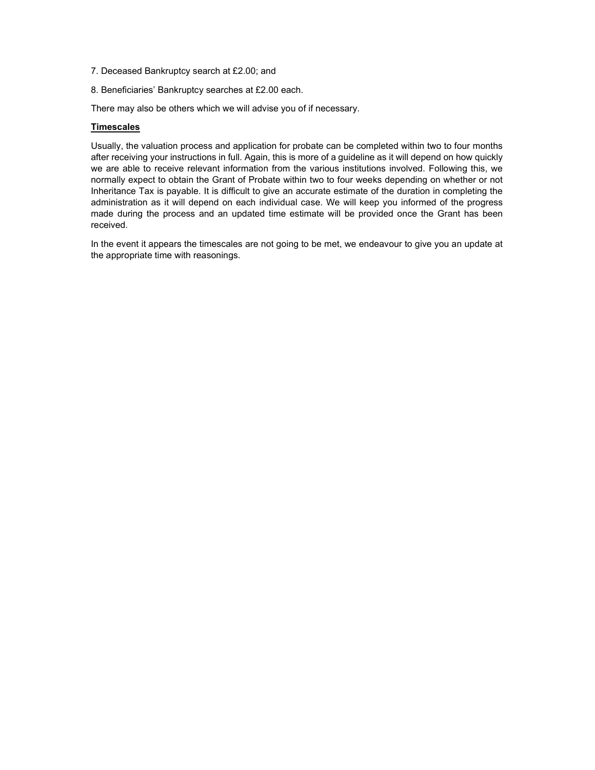7. Deceased Bankruptcy search at £2.00; and

8. Beneficiaries' Bankruptcy searches at £2.00 each.

There may also be others which we will advise you of if necessary.

**Timescales**

Usually, the valuation process and application for probate can be completed within two to four months after receiving your instructions in full. Again, this is more of a guideline as it will depend on how quickly we are able to receive relevant information from the various institutions involved. Following this, we normally expect to obtain the Grant of Probate within two to four weeks depending on whether or not Inheritance Tax is payable. It is difficult to give an accurate estimate of the duration in completing the administration as it will depend on each individual case. We will keep you informed of the progress made during the process and an updated time estimate will be provided once the Grant has been received.

In the event it appears the timescales are not going to be met, we endeavour to give you an update at the appropriate time with reasonings.